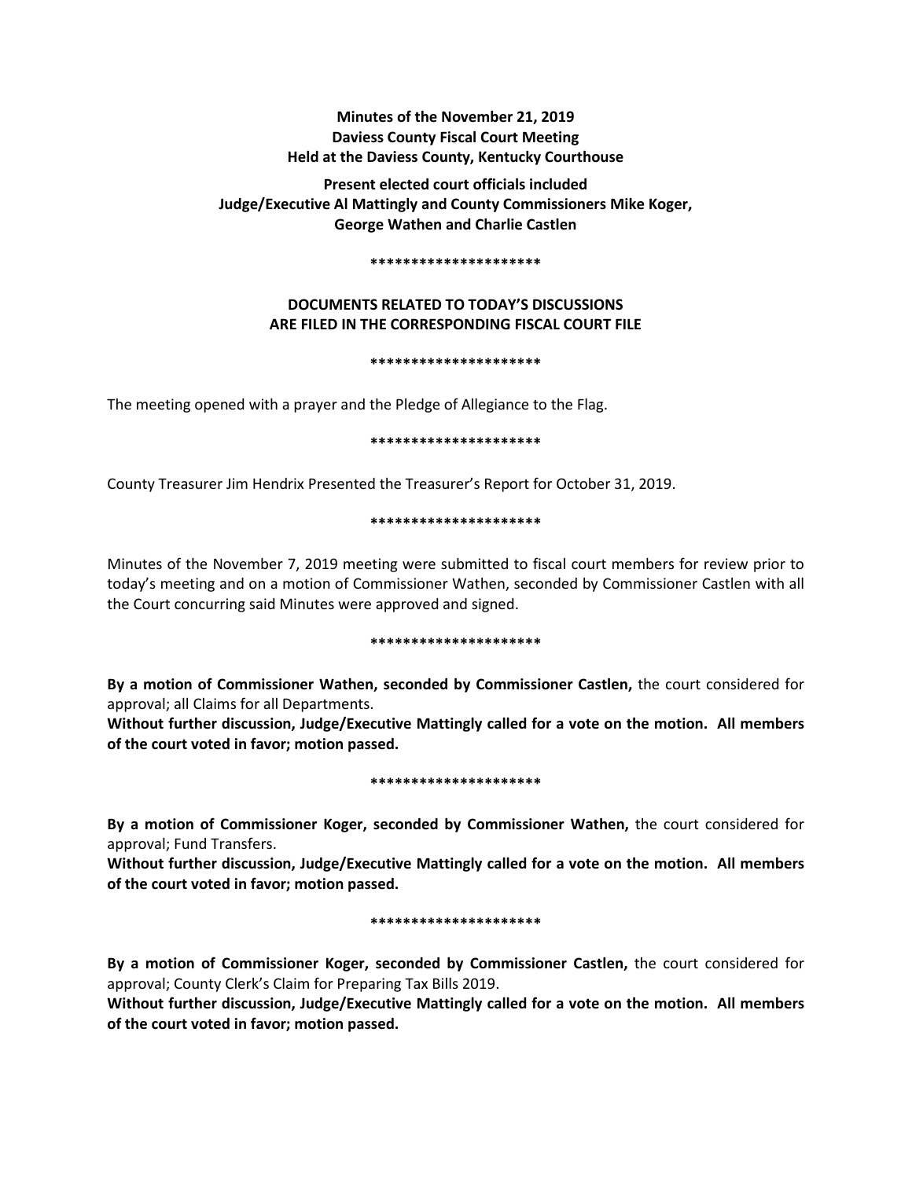**Minutes of the November 21, 2019**
**Daviess County Fiscal Court Meeting**
**Held at the Daviess County, Kentucky Courthouse**

**Present elected court officials included**
**Judge/Executive Al Mattingly and County Commissioners Mike Koger, George Wathen and Charlie Castlen**

*********************

**DOCUMENTS RELATED TO TODAY'S DISCUSSIONS ARE FILED IN THE CORRESPONDING FISCAL COURT FILE**

*********************

The meeting opened with a prayer and the Pledge of Allegiance to the Flag.

*********************

County Treasurer Jim Hendrix Presented the Treasurer's Report for October 31, 2019.

*********************

Minutes of the November 7, 2019 meeting were submitted to fiscal court members for review prior to today's meeting and on a motion of Commissioner Wathen, seconded by Commissioner Castlen with all the Court concurring said Minutes were approved and signed.

*********************

**By a motion of Commissioner Wathen, seconded by Commissioner Castlen,** the court considered for approval; all Claims for all Departments.

**Without further discussion, Judge/Executive Mattingly called for a vote on the motion. All members of the court voted in favor; motion passed.**

*********************

**By a motion of Commissioner Koger, seconded by Commissioner Wathen,** the court considered for approval; Fund Transfers.

**Without further discussion, Judge/Executive Mattingly called for a vote on the motion. All members of the court voted in favor; motion passed.**

*********************

**By a motion of Commissioner Koger, seconded by Commissioner Castlen,** the court considered for approval; County Clerk's Claim for Preparing Tax Bills 2019.

**Without further discussion, Judge/Executive Mattingly called for a vote on the motion. All members of the court voted in favor; motion passed.**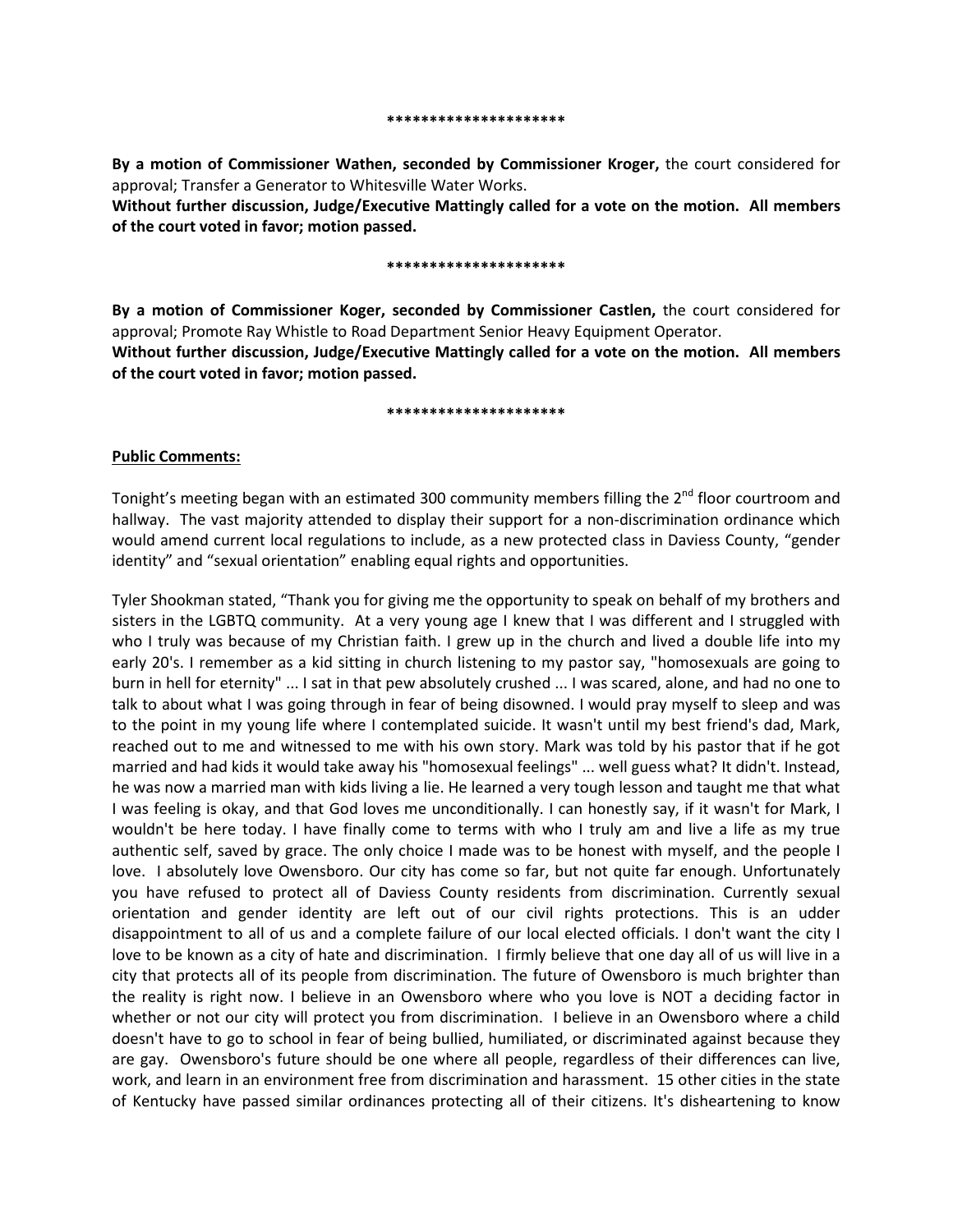*********************

**By a motion of Commissioner Wathen, seconded by Commissioner Kroger,** the court considered for approval; Transfer a Generator to Whitesville Water Works.
**Without further discussion, Judge/Executive Mattingly called for a vote on the motion. All members of the court voted in favor; motion passed.**

*********************

**By a motion of Commissioner Koger, seconded by Commissioner Castlen,** the court considered for approval; Promote Ray Whistle to Road Department Senior Heavy Equipment Operator.
**Without further discussion, Judge/Executive Mattingly called for a vote on the motion. All members of the court voted in favor; motion passed.**

*********************

**Public Comments:**

Tonight's meeting began with an estimated 300 community members filling the 2nd floor courtroom and hallway. The vast majority attended to display their support for a non-discrimination ordinance which would amend current local regulations to include, as a new protected class in Daviess County, "gender identity" and "sexual orientation" enabling equal rights and opportunities.

Tyler Shookman stated, "Thank you for giving me the opportunity to speak on behalf of my brothers and sisters in the LGBTQ community. At a very young age I knew that I was different and I struggled with who I truly was because of my Christian faith. I grew up in the church and lived a double life into my early 20's. I remember as a kid sitting in church listening to my pastor say, "homosexuals are going to burn in hell for eternity" ... I sat in that pew absolutely crushed ... I was scared, alone, and had no one to talk to about what I was going through in fear of being disowned. I would pray myself to sleep and was to the point in my young life where I contemplated suicide. It wasn't until my best friend's dad, Mark, reached out to me and witnessed to me with his own story. Mark was told by his pastor that if he got married and had kids it would take away his "homosexual feelings" ... well guess what? It didn't. Instead, he was now a married man with kids living a lie. He learned a very tough lesson and taught me that what I was feeling is okay, and that God loves me unconditionally. I can honestly say, if it wasn't for Mark, I wouldn't be here today. I have finally come to terms with who I truly am and live a life as my true authentic self, saved by grace. The only choice I made was to be honest with myself, and the people I love. I absolutely love Owensboro. Our city has come so far, but not quite far enough. Unfortunately you have refused to protect all of Daviess County residents from discrimination. Currently sexual orientation and gender identity are left out of our civil rights protections. This is an udder disappointment to all of us and a complete failure of our local elected officials. I don't want the city I love to be known as a city of hate and discrimination. I firmly believe that one day all of us will live in a city that protects all of its people from discrimination. The future of Owensboro is much brighter than the reality is right now. I believe in an Owensboro where who you love is NOT a deciding factor in whether or not our city will protect you from discrimination. I believe in an Owensboro where a child doesn't have to go to school in fear of being bullied, humiliated, or discriminated against because they are gay. Owensboro's future should be one where all people, regardless of their differences can live, work, and learn in an environment free from discrimination and harassment. 15 other cities in the state of Kentucky have passed similar ordinances protecting all of their citizens. It's disheartening to know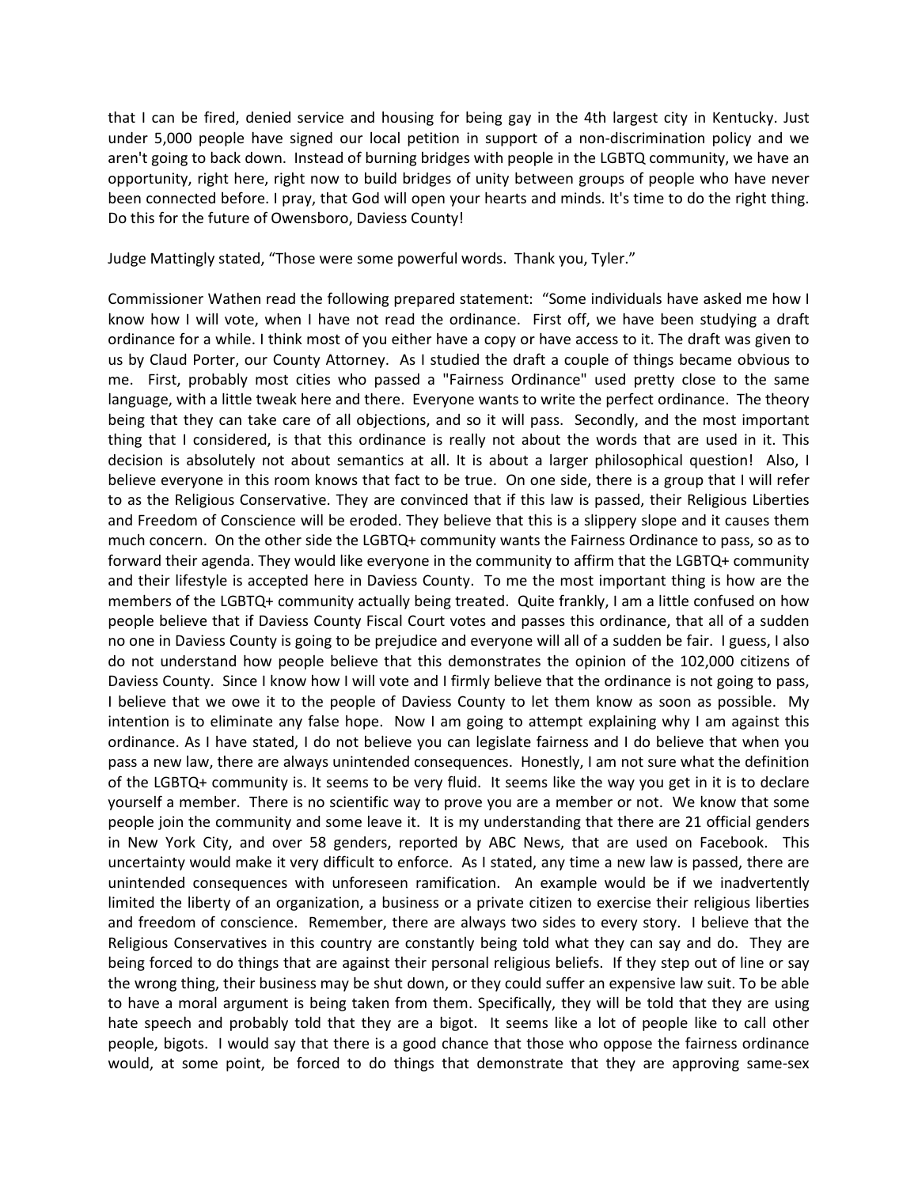that I can be fired, denied service and housing for being gay in the 4th largest city in Kentucky. Just under 5,000 people have signed our local petition in support of a non-discrimination policy and we aren't going to back down. Instead of burning bridges with people in the LGBTQ community, we have an opportunity, right here, right now to build bridges of unity between groups of people who have never been connected before. I pray, that God will open your hearts and minds. It's time to do the right thing. Do this for the future of Owensboro, Daviess County!

Judge Mattingly stated, "Those were some powerful words. Thank you, Tyler."

Commissioner Wathen read the following prepared statement: "Some individuals have asked me how I know how I will vote, when I have not read the ordinance. First off, we have been studying a draft ordinance for a while. I think most of you either have a copy or have access to it. The draft was given to us by Claud Porter, our County Attorney. As I studied the draft a couple of things became obvious to me. First, probably most cities who passed a "Fairness Ordinance" used pretty close to the same language, with a little tweak here and there. Everyone wants to write the perfect ordinance. The theory being that they can take care of all objections, and so it will pass. Secondly, and the most important thing that I considered, is that this ordinance is really not about the words that are used in it. This decision is absolutely not about semantics at all. It is about a larger philosophical question! Also, I believe everyone in this room knows that fact to be true. On one side, there is a group that I will refer to as the Religious Conservative. They are convinced that if this law is passed, their Religious Liberties and Freedom of Conscience will be eroded. They believe that this is a slippery slope and it causes them much concern. On the other side the LGBTQ+ community wants the Fairness Ordinance to pass, so as to forward their agenda. They would like everyone in the community to affirm that the LGBTQ+ community and their lifestyle is accepted here in Daviess County. To me the most important thing is how are the members of the LGBTQ+ community actually being treated. Quite frankly, I am a little confused on how people believe that if Daviess County Fiscal Court votes and passes this ordinance, that all of a sudden no one in Daviess County is going to be prejudice and everyone will all of a sudden be fair. I guess, I also do not understand how people believe that this demonstrates the opinion of the 102,000 citizens of Daviess County. Since I know how I will vote and I firmly believe that the ordinance is not going to pass, I believe that we owe it to the people of Daviess County to let them know as soon as possible. My intention is to eliminate any false hope. Now I am going to attempt explaining why I am against this ordinance. As I have stated, I do not believe you can legislate fairness and I do believe that when you pass a new law, there are always unintended consequences. Honestly, I am not sure what the definition of the LGBTQ+ community is. It seems to be very fluid. It seems like the way you get in it is to declare yourself a member. There is no scientific way to prove you are a member or not. We know that some people join the community and some leave it. It is my understanding that there are 21 official genders in New York City, and over 58 genders, reported by ABC News, that are used on Facebook. This uncertainty would make it very difficult to enforce. As I stated, any time a new law is passed, there are unintended consequences with unforeseen ramification. An example would be if we inadvertently limited the liberty of an organization, a business or a private citizen to exercise their religious liberties and freedom of conscience. Remember, there are always two sides to every story. I believe that the Religious Conservatives in this country are constantly being told what they can say and do. They are being forced to do things that are against their personal religious beliefs. If they step out of line or say the wrong thing, their business may be shut down, or they could suffer an expensive law suit. To be able to have a moral argument is being taken from them. Specifically, they will be told that they are using hate speech and probably told that they are a bigot. It seems like a lot of people like to call other people, bigots. I would say that there is a good chance that those who oppose the fairness ordinance would, at some point, be forced to do things that demonstrate that they are approving same-sex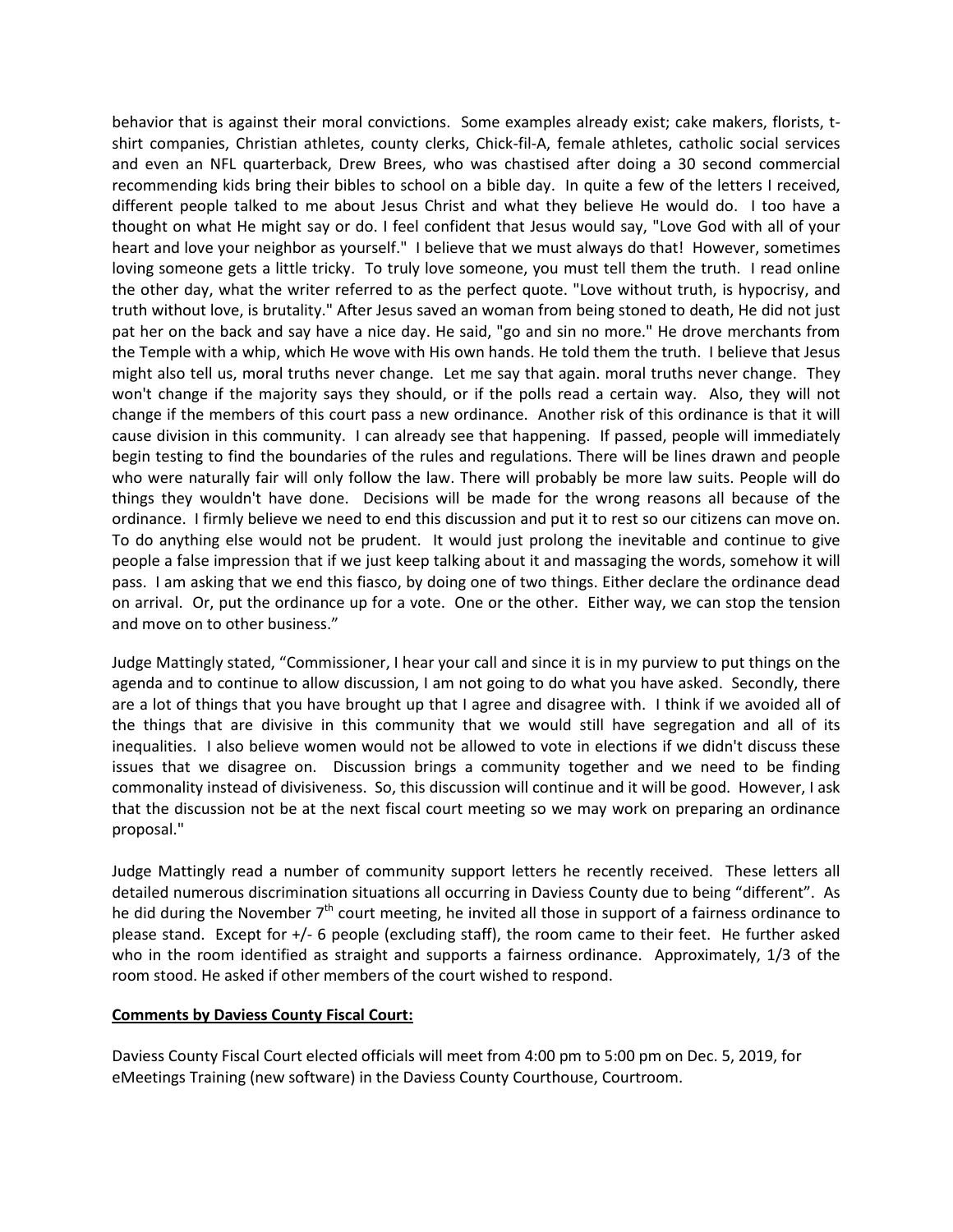behavior that is against their moral convictions. Some examples already exist; cake makers, florists, t-shirt companies, Christian athletes, county clerks, Chick-fil-A, female athletes, catholic social services and even an NFL quarterback, Drew Brees, who was chastised after doing a 30 second commercial recommending kids bring their bibles to school on a bible day. In quite a few of the letters I received, different people talked to me about Jesus Christ and what they believe He would do. I too have a thought on what He might say or do. I feel confident that Jesus would say, "Love God with all of your heart and love your neighbor as yourself." I believe that we must always do that! However, sometimes loving someone gets a little tricky. To truly love someone, you must tell them the truth. I read online the other day, what the writer referred to as the perfect quote. "Love without truth, is hypocrisy, and truth without love, is brutality." After Jesus saved an woman from being stoned to death, He did not just pat her on the back and say have a nice day. He said, "go and sin no more." He drove merchants from the Temple with a whip, which He wove with His own hands. He told them the truth. I believe that Jesus might also tell us, moral truths never change. Let me say that again. moral truths never change. They won't change if the majority says they should, or if the polls read a certain way. Also, they will not change if the members of this court pass a new ordinance. Another risk of this ordinance is that it will cause division in this community. I can already see that happening. If passed, people will immediately begin testing to find the boundaries of the rules and regulations. There will be lines drawn and people who were naturally fair will only follow the law. There will probably be more law suits. People will do things they wouldn't have done. Decisions will be made for the wrong reasons all because of the ordinance. I firmly believe we need to end this discussion and put it to rest so our citizens can move on. To do anything else would not be prudent. It would just prolong the inevitable and continue to give people a false impression that if we just keep talking about it and massaging the words, somehow it will pass. I am asking that we end this fiasco, by doing one of two things. Either declare the ordinance dead on arrival. Or, put the ordinance up for a vote. One or the other. Either way, we can stop the tension and move on to other business."

Judge Mattingly stated, "Commissioner, I hear your call and since it is in my purview to put things on the agenda and to continue to allow discussion, I am not going to do what you have asked. Secondly, there are a lot of things that you have brought up that I agree and disagree with. I think if we avoided all of the things that are divisive in this community that we would still have segregation and all of its inequalities. I also believe women would not be allowed to vote in elections if we didn't discuss these issues that we disagree on. Discussion brings a community together and we need to be finding commonality instead of divisiveness. So, this discussion will continue and it will be good. However, I ask that the discussion not be at the next fiscal court meeting so we may work on preparing an ordinance proposal."

Judge Mattingly read a number of community support letters he recently received. These letters all detailed numerous discrimination situations all occurring in Daviess County due to being "different". As he did during the November 7th court meeting, he invited all those in support of a fairness ordinance to please stand. Except for +/- 6 people (excluding staff), the room came to their feet. He further asked who in the room identified as straight and supports a fairness ordinance. Approximately, 1/3 of the room stood. He asked if other members of the court wished to respond.

**Comments by Daviess County Fiscal Court:**

Daviess County Fiscal Court elected officials will meet from 4:00 pm to 5:00 pm on Dec. 5, 2019, for eMeetings Training (new software) in the Daviess County Courthouse, Courtroom.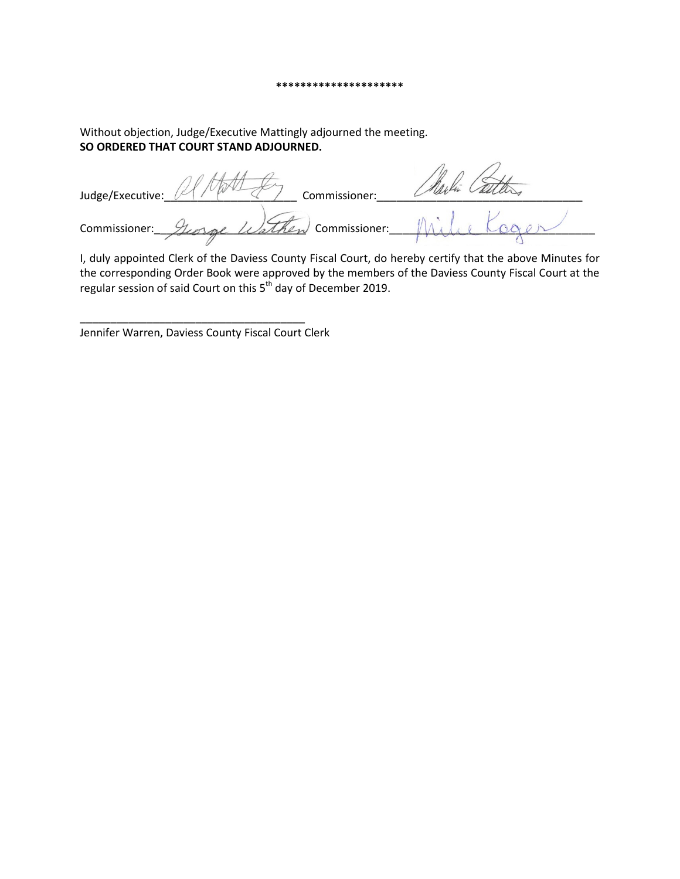*********************

Without objection, Judge/Executive Mattingly adjourned the meeting.
**SO ORDERED THAT COURT STAND ADJOURNED.**

Judge/Executive:____________________ Commissioner:______________________________

Commissioner: George Wathen Commissioner: Mike Koger

I, duly appointed Clerk of the Daviess County Fiscal Court, do hereby certify that the above Minutes for the corresponding Order Book were approved by the members of the Daviess County Fiscal Court at the regular session of said Court on this 5th day of December 2019.

____________________________________
Jennifer Warren, Daviess County Fiscal Court Clerk